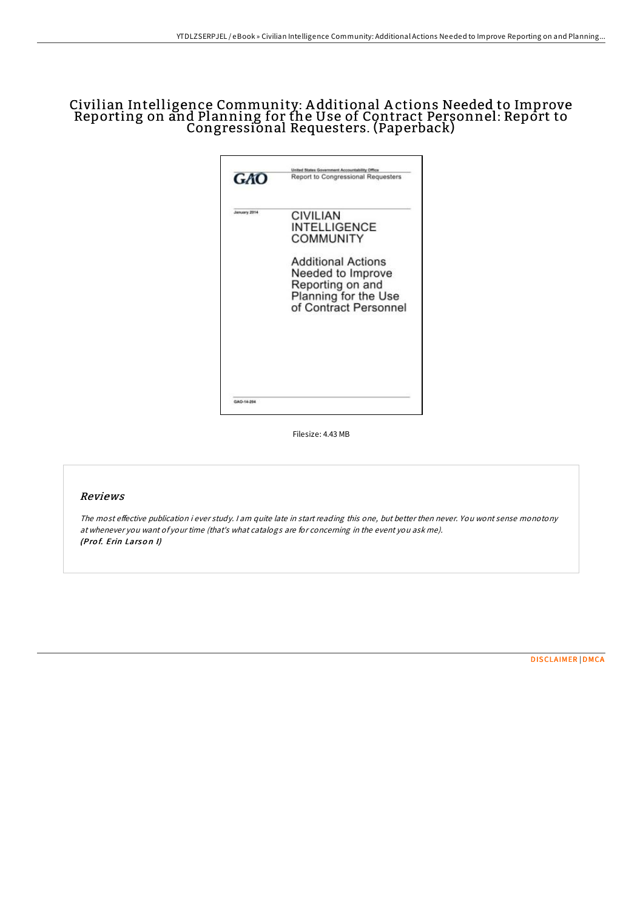# Civilian Intelligence Community: Additional Actions Needed to Improve Reporting on and Planning for the Use of Contract Personnel: Report to Congressional Requesters. (Paperback)

United States Government Accountability Office

GAO

Report to Congressional Requesters

January 2014

CIVILIAN INTELLIGENCE COMMUNITY

Additional Actions Needed to Improve Reporting on and Planning for the Use of Contract Personnel

GAO-14-204

Filesize: 4.43 MB

## Reviews

*The most effective publication i ever study. I am quite late in start reading this one, but better then never. You wont sense monotony at whenever you want of your time (that's what catalogs are for concerning in the event you ask me).*
***(Prof. Erin Larson I)***

DISCLAIMER | DMCA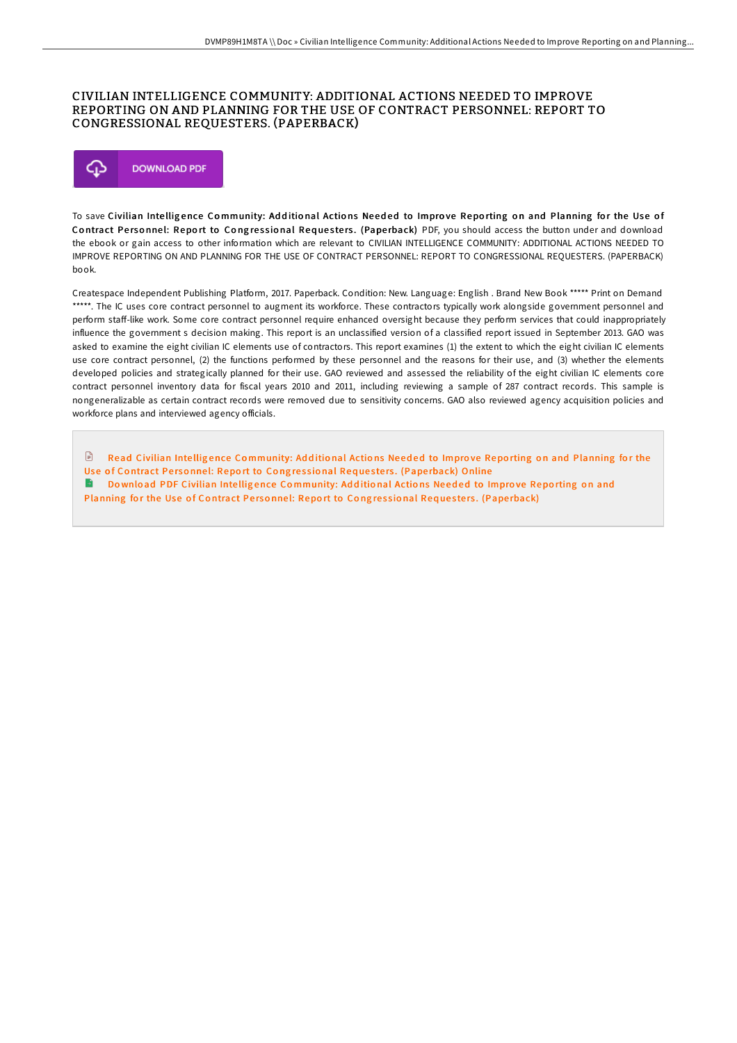# CIVILIAN INTELLIGENCE COMMUNITY: ADDITIONAL ACTIONS NEEDED TO IMPROVE REPORTING ON AND PLANNING FOR THE USE OF CONTRACT PERSONNEL: REPORT TO CONGRESSIONAL REQUESTERS. (PAPERBACK)

DOWNLOAD PDF

To save **Civilian Intelligence Community: Additional Actions Needed to Improve Reporting on and Planning for the Use of Contract Personnel: Report to Congressional Requesters. (Paperback)** PDF, you should access the button under and download the ebook or gain access to other information which are relevant to CIVILIAN INTELLIGENCE COMMUNITY: ADDITIONAL ACTIONS NEEDED TO IMPROVE REPORTING ON AND PLANNING FOR THE USE OF CONTRACT PERSONNEL: REPORT TO CONGRESSIONAL REQUESTERS. (PAPERBACK) book.

Createspace Independent Publishing Platform, 2017. Paperback. Condition: New. Language: English . Brand New Book ***** Print on Demand *****. The IC uses core contract personnel to augment its workforce. These contractors typically work alongside government personnel and perform staff-like work. Some core contract personnel require enhanced oversight because they perform services that could inappropriately influence the government s decision making. This report is an unclassified version of a classified report issued in September 2013. GAO was asked to examine the eight civilian IC elements use of contractors. This report examines (1) the extent to which the eight civilian IC elements use core contract personnel, (2) the functions performed by these personnel and the reasons for their use, and (3) whether the elements developed policies and strategically planned for their use. GAO reviewed and assessed the reliability of the eight civilian IC elements core contract personnel inventory data for fiscal years 2010 and 2011, including reviewing a sample of 287 contract records. This sample is nongeneralizable as certain contract records were removed due to sensitivity concerns. GAO also reviewed agency acquisition policies and workforce plans and interviewed agency officials.

- Read Civilian Intelligence Community: Additional Actions Needed to Improve Reporting on and Planning for the Use of Contract Personnel: Report to Congressional Requesters. (Paperback) Online
- Download PDF Civilian Intelligence Community: Additional Actions Needed to Improve Reporting on and Planning for the Use of Contract Personnel: Report to Congressional Requesters. (Paperback)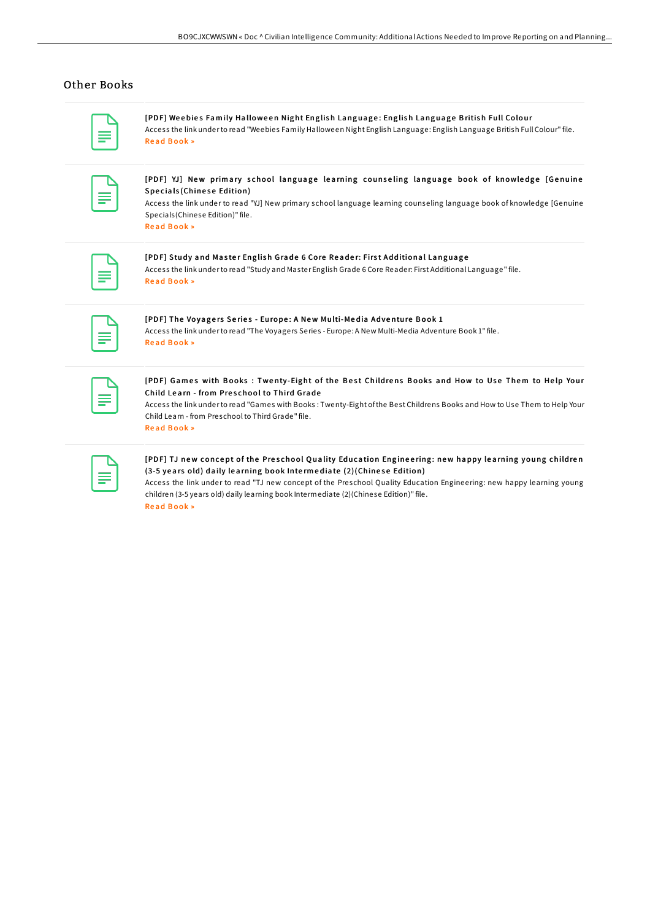## Other Books

**[PDF] Weebies Family Halloween Night English Language: English Language British Full Colour**

Access the link under to read "Weebies Family Halloween Night English Language: English Language British Full Colour" file.

Read Book »

**[PDF] YJ] New primary school language learning counseling language book of knowledge [Genuine Specials(Chinese Edition)**

Access the link under to read "YJ] New primary school language learning counseling language book of knowledge [Genuine Specials(Chinese Edition)" file.

Read Book »

**[PDF] Study and Master English Grade 6 Core Reader: First Additional Language**

Access the link under to read "Study and Master English Grade 6 Core Reader: First Additional Language" file.

Read Book »

**[PDF] The Voyagers Series - Europe: A New Multi-Media Adventure Book 1**

Access the link under to read "The Voyagers Series - Europe: A New Multi-Media Adventure Book 1" file.

Read Book »

**[PDF] Games with Books : Twenty-Eight of the Best Childrens Books and How to Use Them to Help Your Child Learn - from Preschool to Third Grade**

Access the link under to read "Games with Books : Twenty-Eight of the Best Childrens Books and How to Use Them to Help Your Child Learn - from Preschool to Third Grade" file.

Read Book »

**[PDF] TJ new concept of the Preschool Quality Education Engineering: new happy learning young children (3-5 years old) daily learning book Intermediate (2)(Chinese Edition)**

Access the link under to read "TJ new concept of the Preschool Quality Education Engineering: new happy learning young children (3-5 years old) daily learning book Intermediate (2)(Chinese Edition)" file.

Read Book »